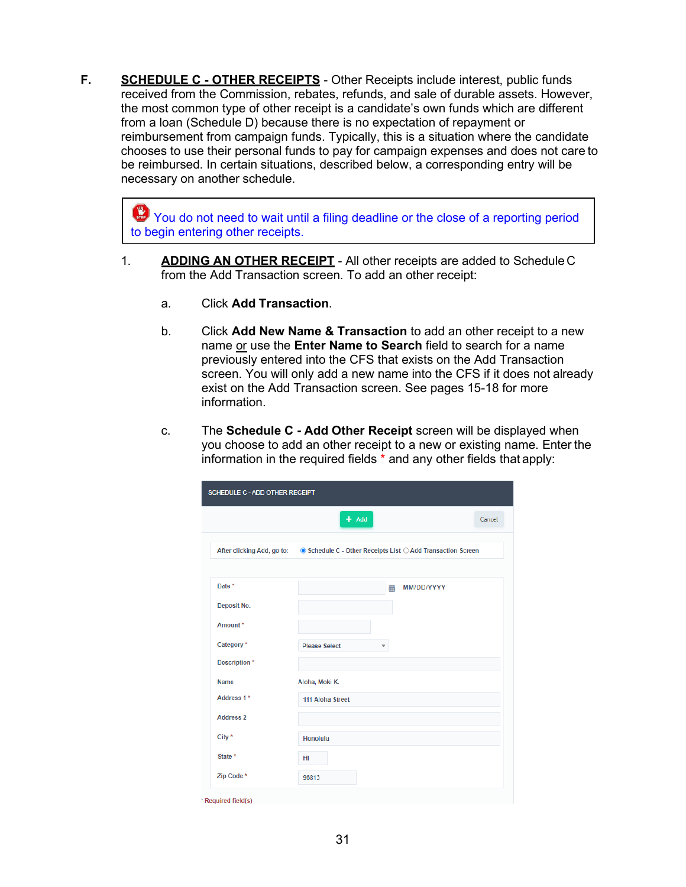**F.** **<u>SCHEDULE C - OTHER RECEIPTS</u>** - Other Receipts include interest, public funds received from the Commission, rebates, refunds, and sale of durable assets. However, the most common type of other receipt is a candidate's own funds which are different from a loan (Schedule D) because there is no expectation of repayment or reimbursement from campaign funds. Typically, this is a situation where the candidate chooses to use their personal funds to pay for campaign expenses and does not care to be reimbursed. In certain situations, described below, a corresponding entry will be necessary on another schedule.

> You do not need to wait until a filing deadline or the close of a reporting period to begin entering other receipts.

1. **<u>ADDING AN OTHER RECEIPT</u>** - All other receipts are added to Schedule C from the Add Transaction screen. To add an other receipt:

   a. Click **Add Transaction**.

   b. Click **Add New Name & Transaction** to add an other receipt to a new name <u>or</u> use the **Enter Name to Search** field to search for a name previously entered into the CFS that exists on the Add Transaction screen. You will only add a new name into the CFS if it does not already exist on the Add Transaction screen. See pages 15-18 for more information.

   c. The **Schedule C - Add Other Receipt** screen will be displayed when you choose to add an other receipt to a new or existing name. Enter the information in the required fields * and any other fields that apply:

SCHEDULE C - ADD OTHER RECEIPT

+ Add | Cancel

After clicking Add, go to: (•) Schedule C - Other Receipts List ( ) Add Transaction Screen

| Field | Value |
|---|---|
| Date * | MM/DD/YYYY |
| Deposit No. | |
| Amount * | |
| Category * | Please Select |
| Description * | |
| Name | Aloha, Moki K. |
| Address 1 * | 111 Aloha Street |
| Address 2 | |
| City * | Honolulu |
| State * | HI |
| Zip Code * | 96813 |

* Required field(s)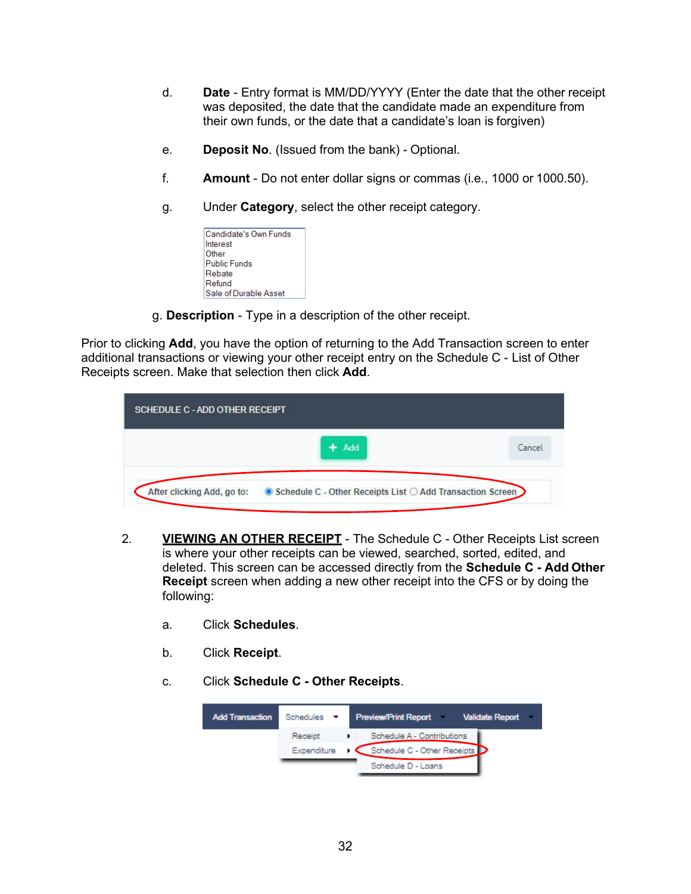d. **Date** - Entry format is MM/DD/YYYY (Enter the date that the other receipt was deposited, the date that the candidate made an expenditure from their own funds, or the date that a candidate's loan is forgiven)

e. **Deposit No**. (Issued from the bank) - Optional.

f. **Amount** - Do not enter dollar signs or commas (i.e., 1000 or 1000.50).

g. Under **Category**, select the other receipt category.

Candidate's Own Funds
Interest
Other
Public Funds
Rebate
Refund
Sale of Durable Asset

g. **Description** - Type in a description of the other receipt.

Prior to clicking **Add**, you have the option of returning to the Add Transaction screen to enter additional transactions or viewing your other receipt entry on the Schedule C - List of Other Receipts screen. Make that selection then click **Add**.

SCHEDULE C - ADD OTHER RECEIPT

+ Add    Cancel

After clicking Add, go to: ◉ Schedule C - Other Receipts List ○ Add Transaction Screen

2. **VIEWING AN OTHER RECEIPT** - The Schedule C - Other Receipts List screen is where your other receipts can be viewed, searched, sorted, edited, and deleted. This screen can be accessed directly from the **Schedule C - Add Other Receipt** screen when adding a new other receipt into the CFS or by doing the following:

a. Click **Schedules**.

b. Click **Receipt**.

c. Click **Schedule C - Other Receipts**.

Add Transaction | Schedules | Preview/Print Report | Validate Report

Receipt ▸ Schedule A - Contributions
Expenditure ▸ Schedule C - Other Receipts
Schedule D - Loans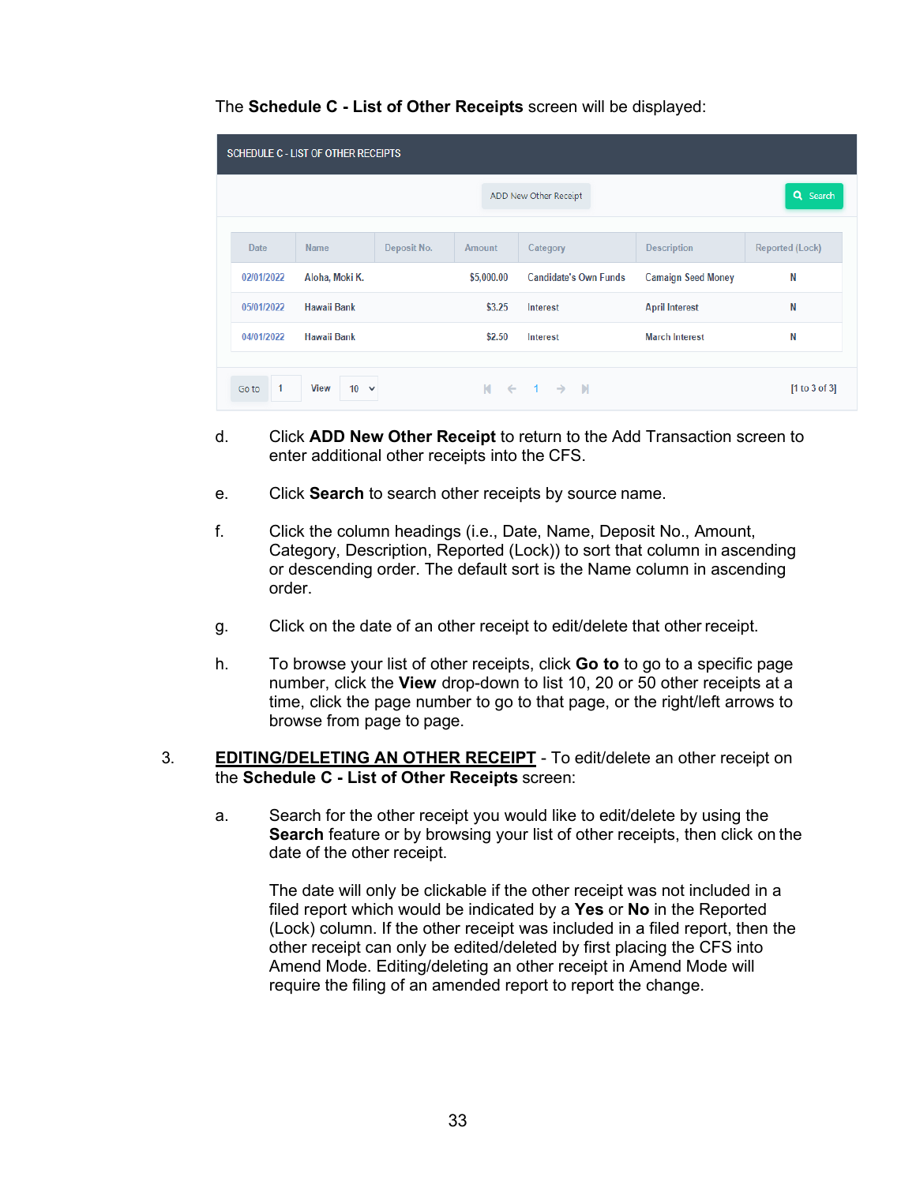The **Schedule C - List of Other Receipts** screen will be displayed:

SCHEDULE C - LIST OF OTHER RECEIPTS

ADD New Other Receipt | Search

| Date | Name | Deposit No. | Amount | Category | Description | Reported (Lock) |
|---|---|---|---|---|---|---|
| 02/01/2022 | Aloha, Moki K. | | $5,000.00 | Candidate's Own Funds | Camaign Seed Money | N |
| 05/01/2022 | Hawaii Bank | | $3.25 | Interest | April Interest | N |
| 04/01/2022 | Hawaii Bank | | $2.50 | Interest | March Interest | N |

Go to 1 View 10 | 1 | [1 to 3 of 3]

d. Click **ADD New Other Receipt** to return to the Add Transaction screen to enter additional other receipts into the CFS.

e. Click **Search** to search other receipts by source name.

f. Click the column headings (i.e., Date, Name, Deposit No., Amount, Category, Description, Reported (Lock)) to sort that column in ascending or descending order. The default sort is the Name column in ascending order.

g. Click on the date of an other receipt to edit/delete that other receipt.

h. To browse your list of other receipts, click **Go to** to go to a specific page number, click the **View** drop-down to list 10, 20 or 50 other receipts at a time, click the page number to go to that page, or the right/left arrows to browse from page to page.

3. **<u>EDITING/DELETING AN OTHER RECEIPT</u>** - To edit/delete an other receipt on the **Schedule C - List of Other Receipts** screen:

a. Search for the other receipt you would like to edit/delete by using the **Search** feature or by browsing your list of other receipts, then click on the date of the other receipt.

The date will only be clickable if the other receipt was not included in a filed report which would be indicated by a **Yes** or **No** in the Reported (Lock) column. If the other receipt was included in a filed report, then the other receipt can only be edited/deleted by first placing the CFS into Amend Mode. Editing/deleting an other receipt in Amend Mode will require the filing of an amended report to report the change.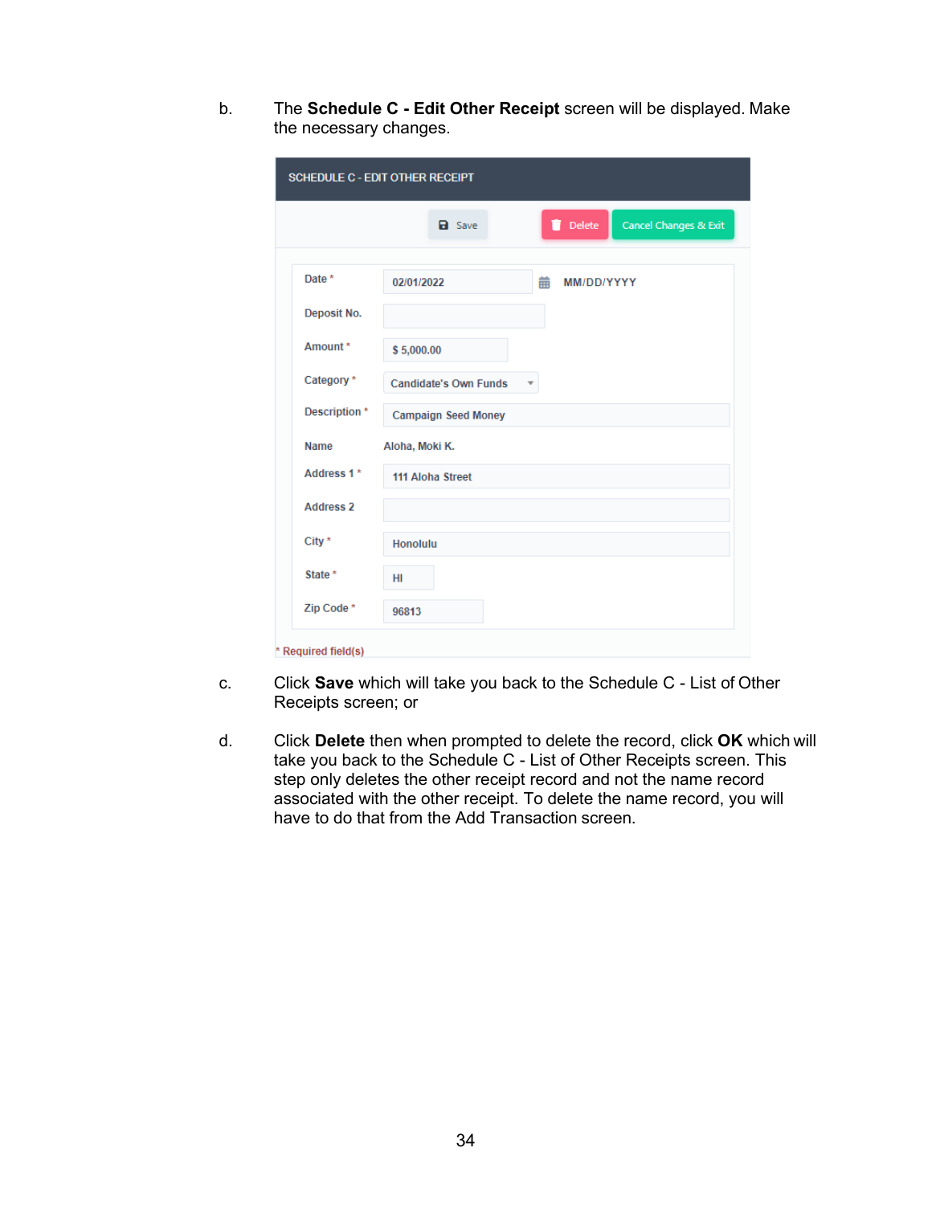b. The **Schedule C - Edit Other Receipt** screen will be displayed. Make the necessary changes.

SCHEDULE C - EDIT OTHER RECEIPT

Save | Delete | Cancel Changes & Exit

| | |
|---|---|
| Date * | 02/01/2022 MM/DD/YYYY |
| Deposit No. | |
| Amount * | $ 5,000.00 |
| Category * | Candidate's Own Funds |
| Description * | Campaign Seed Money |
| Name | Aloha, Moki K. |
| Address 1 * | 111 Aloha Street |
| Address 2 | |
| City * | Honolulu |
| State * | HI |
| Zip Code * | 96813 |

* Required field(s)

c. Click **Save** which will take you back to the Schedule C - List of Other Receipts screen; or

d. Click **Delete** then when prompted to delete the record, click **OK** which will take you back to the Schedule C - List of Other Receipts screen. This step only deletes the other receipt record and not the name record associated with the other receipt. To delete the name record, you will have to do that from the Add Transaction screen.